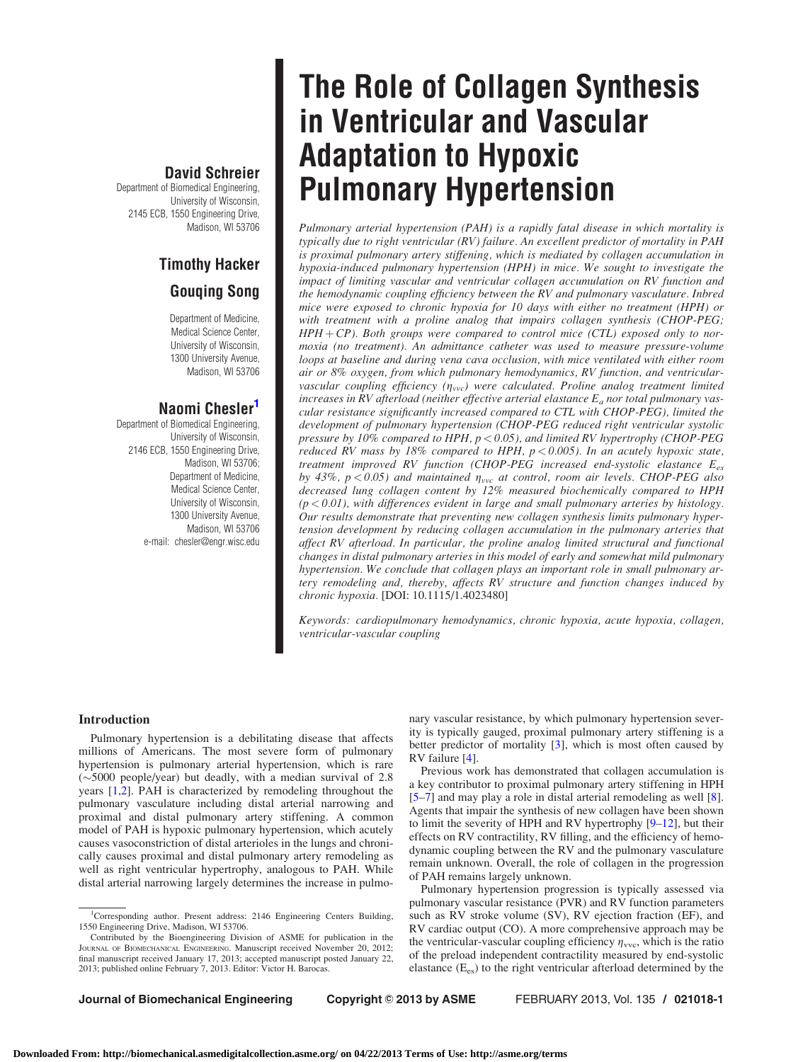# The Role of Collagen Synthesis in Ventricular and Vascular Adaptation to Hypoxic Pulmonary Hypertension

**David Schreier**
Department of Biomedical Engineering,
University of Wisconsin,
2145 ECB, 1550 Engineering Drive,
Madison, WI 53706

**Timothy Hacker**

**Gouqing Song**

Department of Medicine,
Medical Science Center,
University of Wisconsin,
1300 University Avenue,
Madison, WI 53706

**Naomi Chesler[1]**
Department of Biomedical Engineering,
University of Wisconsin,
2146 ECB, 1550 Engineering Drive,
Madison, WI 53706;
Department of Medicine,
Medical Science Center,
University of Wisconsin,
1300 University Avenue,
Madison, WI 53706
e-mail: chesler@engr.wisc.edu

*Pulmonary arterial hypertension (PAH) is a rapidly fatal disease in which mortality is typically due to right ventricular (RV) failure. An excellent predictor of mortality in PAH is proximal pulmonary artery stiffening, which is mediated by collagen accumulation in hypoxia-induced pulmonary hypertension (HPH) in mice. We sought to investigate the impact of limiting vascular and ventricular collagen accumulation on RV function and the hemodynamic coupling efficiency between the RV and pulmonary vasculature. Inbred mice were exposed to chronic hypoxia for 10 days with either no treatment (HPH) or with treatment with a proline analog that impairs collagen synthesis (CHOP-PEG; HPH + CP). Both groups were compared to control mice (CTL) exposed only to normoxia (no treatment). An admittance catheter was used to measure pressure-volume loops at baseline and during vena cava occlusion, with mice ventilated with either room air or 8% oxygen, from which pulmonary hemodynamics, RV function, and ventricular-vascular coupling efficiency ($\eta_{vvc}$) were calculated. Proline analog treatment limited increases in RV afterload (neither effective arterial elastance $E_a$ nor total pulmonary vascular resistance significantly increased compared to CTL with CHOP-PEG), limited the development of pulmonary hypertension (CHOP-PEG reduced right ventricular systolic pressure by 10% compared to HPH, $p < 0.05$), and limited RV hypertrophy (CHOP-PEG reduced RV mass by 18% compared to HPH, $p < 0.005$). In an acutely hypoxic state, treatment improved RV function (CHOP-PEG increased end-systolic elastance $E_{es}$ by 43%, $p < 0.05$) and maintained $\eta_{vvc}$ at control, room air levels. CHOP-PEG also decreased lung collagen content by 12% measured biochemically compared to HPH ($p < 0.01$), with differences evident in large and small pulmonary arteries by histology. Our results demonstrate that preventing new collagen synthesis limits pulmonary hypertension development by reducing collagen accumulation in the pulmonary arteries that affect RV afterload. In particular, the proline analog limited structural and functional changes in distal pulmonary arteries in this model of early and somewhat mild pulmonary hypertension. We conclude that collagen plays an important role in small pulmonary artery remodeling and, thereby, affects RV structure and function changes induced by chronic hypoxia.* [DOI: 10.1115/1.4023480]

*Keywords: cardiopulmonary hemodynamics, chronic hypoxia, acute hypoxia, collagen, ventricular-vascular coupling*

## Introduction

Pulmonary hypertension is a debilitating disease that affects millions of Americans. The most severe form of pulmonary hypertension is pulmonary arterial hypertension, which is rare (~5000 people/year) but deadly, with a median survival of 2.8 years [1,2]. PAH is characterized by remodeling throughout the pulmonary vasculature including distal arterial narrowing and proximal and distal pulmonary artery stiffening. A common model of PAH is hypoxic pulmonary hypertension, which acutely causes vasoconstriction of distal arterioles in the lungs and chronically causes proximal and distal pulmonary artery remodeling as well as right ventricular hypertrophy, analogous to PAH. While distal arterial narrowing largely determines the increase in pulmonary vascular resistance, by which pulmonary hypertension severity is typically gauged, proximal pulmonary artery stiffening is a better predictor of mortality [3], which is most often caused by RV failure [4].

Previous work has demonstrated that collagen accumulation is a key contributor to proximal pulmonary artery stiffening in HPH [5–7] and may play a role in distal arterial remodeling as well [8]. Agents that impair the synthesis of new collagen have been shown to limit the severity of HPH and RV hypertrophy [9–12], but their effects on RV contractility, RV filling, and the efficiency of hemodynamic coupling between the RV and the pulmonary vasculature remain unknown. Overall, the role of collagen in the progression of PAH remains largely unknown.

Pulmonary hypertension progression is typically assessed via pulmonary vascular resistance (PVR) and RV function parameters such as RV stroke volume (SV), RV ejection fraction (EF), and RV cardiac output (CO). A more comprehensive approach may be the ventricular-vascular coupling efficiency $\eta_{vvc}$, which is the ratio of the preload independent contractility measured by end-systolic elastance ($E_{es}$) to the right ventricular afterload determined by the

[1] Corresponding author. Present address: 2146 Engineering Centers Building, 1550 Engineering Drive, Madison, WI 53706.

Contributed by the Bioengineering Division of ASME for publication in the JOURNAL OF BIOMECHANICAL ENGINEERING. Manuscript received November 20, 2012; final manuscript received January 17, 2013; accepted manuscript posted January 22, 2013; published online February 7, 2013. Editor: Victor H. Barocas.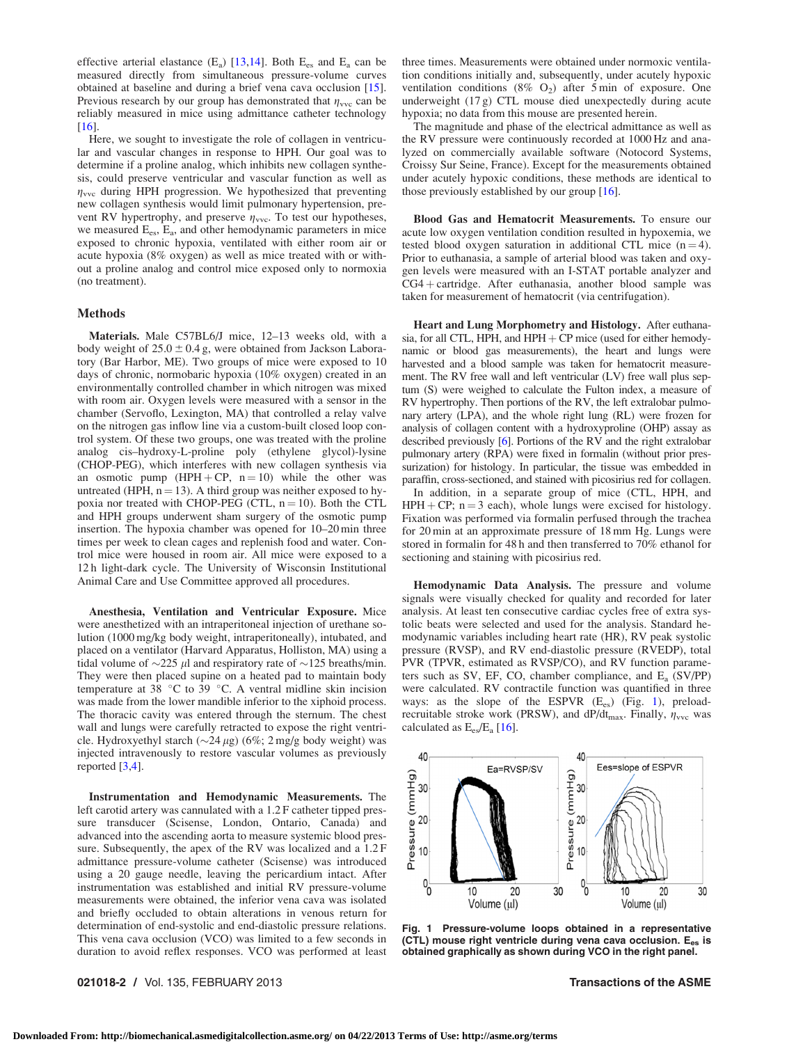effective arterial elastance ($E_a$) [13,14]. Both $E_{es}$ and $E_a$ can be measured directly from simultaneous pressure-volume curves obtained at baseline and during a brief vena cava occlusion [15]. Previous research by our group has demonstrated that $\eta_{vvc}$ can be reliably measured in mice using admittance catheter technology [16].

Here, we sought to investigate the role of collagen in ventricular and vascular changes in response to HPH. Our goal was to determine if a proline analog, which inhibits new collagen synthesis, could preserve ventricular and vascular function as well as $\eta_{vvc}$ during HPH progression. We hypothesized that preventing new collagen synthesis would limit pulmonary hypertension, prevent RV hypertrophy, and preserve $\eta_{vvc}$. To test our hypotheses, we measured $E_{es}$, $E_a$, and other hemodynamic parameters in mice exposed to chronic hypoxia, ventilated with either room air or acute hypoxia (8% oxygen) as well as mice treated with or without a proline analog and control mice exposed only to normoxia (no treatment).

## Methods

**Materials.** Male C57BL6/J mice, 12–13 weeks old, with a body weight of $25.0 \pm 0.4$ g, were obtained from Jackson Laboratory (Bar Harbor, ME). Two groups of mice were exposed to 10 days of chronic, normobaric hypoxia (10% oxygen) created in an environmentally controlled chamber in which nitrogen was mixed with room air. Oxygen levels were measured with a sensor in the chamber (Servoflo, Lexington, MA) that controlled a relay valve on the nitrogen gas inflow line via a custom-built closed loop control system. Of these two groups, one was treated with the proline analog cis–hydroxy-L-proline poly (ethylene glycol)-lysine (CHOP-PEG), which interferes with new collagen synthesis via an osmotic pump (HPH + CP, n = 10) while the other was untreated (HPH, n = 13). A third group was neither exposed to hypoxia nor treated with CHOP-PEG (CTL, n = 10). Both the CTL and HPH groups underwent sham surgery of the osmotic pump insertion. The hypoxia chamber was opened for 10–20 min three times per week to clean cages and replenish food and water. Control mice were housed in room air. All mice were exposed to a 12 h light-dark cycle. The University of Wisconsin Institutional Animal Care and Use Committee approved all procedures.

**Anesthesia, Ventilation and Ventricular Exposure.** Mice were anesthetized with an intraperitoneal injection of urethane solution (1000 mg/kg body weight, intraperitoneally), intubated, and placed on a ventilator (Harvard Apparatus, Holliston, MA) using a tidal volume of ~225 $\mu$l and respiratory rate of ~125 breaths/min. They were then placed supine on a heated pad to maintain body temperature at 38 °C to 39 °C. A ventral midline skin incision was made from the lower mandible inferior to the xiphoid process. The thoracic cavity was entered through the sternum. The chest wall and lungs were carefully retracted to expose the right ventricle. Hydroxyethyl starch (~24 $\mu$g) (6%; 2 mg/g body weight) was injected intravenously to restore vascular volumes as previously reported [3,4].

**Instrumentation and Hemodynamic Measurements.** The left carotid artery was cannulated with a 1.2 F catheter tipped pressure transducer (Scisense, London, Ontario, Canada) and advanced into the ascending aorta to measure systemic blood pressure. Subsequently, the apex of the RV was localized and a 1.2 F admittance pressure-volume catheter (Scisense) was introduced using a 20 gauge needle, leaving the pericardium intact. After instrumentation was established and initial RV pressure-volume measurements were obtained, the inferior vena cava was isolated and briefly occluded to obtain alterations in venous return for determination of end-systolic and end-diastolic pressure relations. This vena cava occlusion (VCO) was limited to a few seconds in duration to avoid reflex responses. VCO was performed at least three times. Measurements were obtained under normoxic ventilation conditions initially and, subsequently, under acutely hypoxic ventilation conditions (8% $O_2$) after 5 min of exposure. One underweight (17 g) CTL mouse died unexpectedly during acute hypoxia; no data from this mouse are presented herein.

The magnitude and phase of the electrical admittance as well as the RV pressure were continuously recorded at 1000 Hz and analyzed on commercially available software (Notocord Systems, Croissy Sur Seine, France). Except for the measurements obtained under acutely hypoxic conditions, these methods are identical to those previously established by our group [16].

**Blood Gas and Hematocrit Measurements.** To ensure our acute low oxygen ventilation condition resulted in hypoxemia, we tested blood oxygen saturation in additional CTL mice (n = 4). Prior to euthanasia, a sample of arterial blood was taken and oxygen levels were measured with an I-STAT portable analyzer and CG4 + cartridge. After euthanasia, another blood sample was taken for measurement of hematocrit (via centrifugation).

**Heart and Lung Morphometry and Histology.** After euthanasia, for all CTL, HPH, and HPH + CP mice (used for either hemodynamic or blood gas measurements), the heart and lungs were harvested and a blood sample was taken for hematocrit measurement. The RV free wall and left ventricular (LV) free wall plus septum (S) were weighed to calculate the Fulton index, a measure of RV hypertrophy. Then portions of the RV, the left extralobar pulmonary artery (LPA), and the whole right lung (RL) were frozen for analysis of collagen content with a hydroxyproline (OHP) assay as described previously [6]. Portions of the RV and the right extralobar pulmonary artery (RPA) were fixed in formalin (without pressurization) for histology. In particular, the tissue was embedded in paraffin, cross-sectioned, and stained with picosirius red for collagen.

In addition, in a separate group of mice (CTL, HPH, and HPH + CP; n = 3 each), whole lungs were excised for histology. Fixation was performed via formalin perfused through the trachea for 20 min at an approximate pressure of 18 mm Hg. Lungs were stored in formalin for 48 h and then transferred to 70% ethanol for sectioning and staining with picosirius red.

**Hemodynamic Data Analysis.** The pressure and volume signals were visually checked for quality and recorded for later analysis. At least ten consecutive cardiac cycles free of extra systolic beats were selected and used for the analysis. Standard hemodynamic variables including heart rate (HR), RV peak systolic pressure (RVSP), and RV end-diastolic pressure (RVEDP), total PVR (TPVR, estimated as RVSP/CO), and RV function parameters such as SV, EF, CO, chamber compliance, and $E_a$ (SV/PP) were calculated. RV contractile function was quantified in three ways: as the slope of the ESPVR ($E_{es}$) (Fig. 1), preload-recruitable stroke work (PRSW), and $dP/dt_{max}$. Finally, $\eta_{vvc}$ was calculated as $E_{es}/E_a$ [16].

**Fig. 1 Pressure-volume loops obtained in a representative (CTL) mouse right ventricle during vena cava occlusion. $E_{es}$ is obtained graphically as shown during VCO in the right panel.**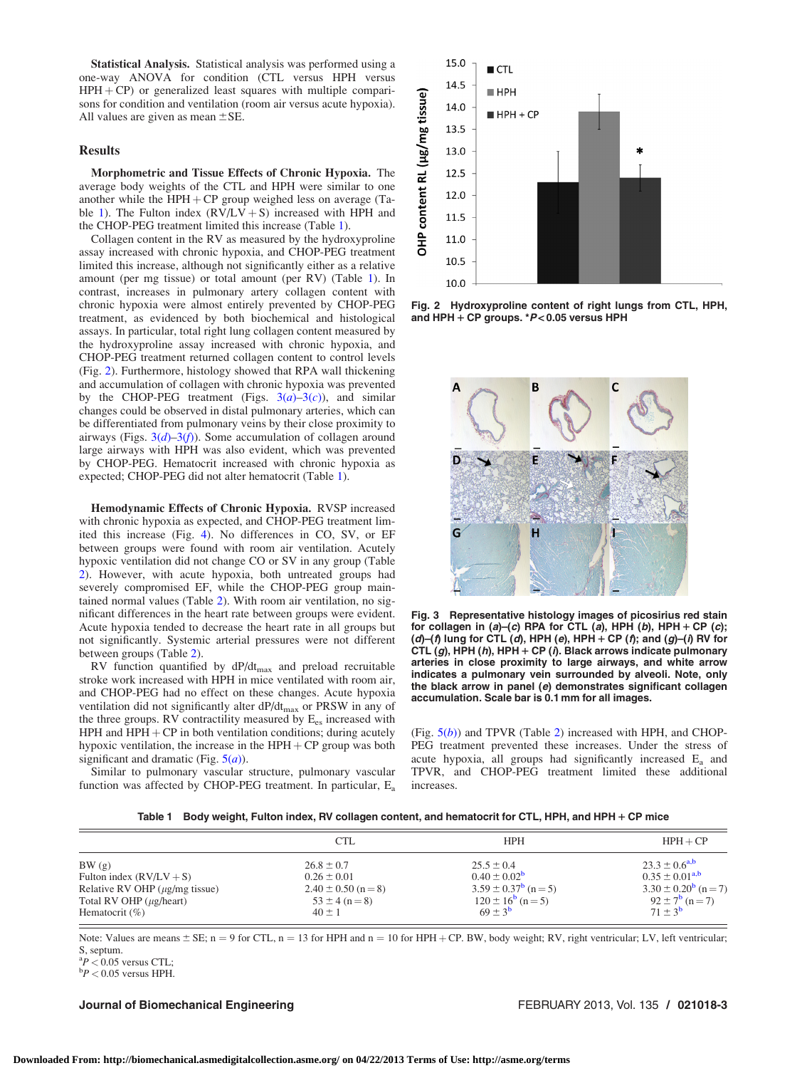**Statistical Analysis.** Statistical analysis was performed using a one-way ANOVA for condition (CTL versus HPH versus HPH + CP) or generalized least squares with multiple comparisons for condition and ventilation (room air versus acute hypoxia). All values are given as mean ± SE.

## Results

**Morphometric and Tissue Effects of Chronic Hypoxia.** The average body weights of the CTL and HPH were similar to one another while the HPH + CP group weighed less on average (Table 1). The Fulton index (RV/LV + S) increased with HPH and the CHOP-PEG treatment limited this increase (Table 1).

Collagen content in the RV as measured by the hydroxyproline assay increased with chronic hypoxia, and CHOP-PEG treatment limited this increase, although not significantly either as a relative amount (per mg tissue) or total amount (per RV) (Table 1). In contrast, increases in pulmonary artery collagen content with chronic hypoxia were almost entirely prevented by CHOP-PEG treatment, as evidenced by both biochemical and histological assays. In particular, total right lung collagen content measured by the hydroxyproline assay increased with chronic hypoxia, and CHOP-PEG treatment returned collagen content to control levels (Fig. 2). Furthermore, histology showed that RPA wall thickening and accumulation of collagen with chronic hypoxia was prevented by the CHOP-PEG treatment (Figs. 3(*a*)–3(*c*)), and similar changes could be observed in distal pulmonary arteries, which can be differentiated from pulmonary veins by their close proximity to airways (Figs. 3(*d*)–3(*f*)). Some accumulation of collagen around large airways with HPH was also evident, which was prevented by CHOP-PEG. Hematocrit increased with chronic hypoxia as expected; CHOP-PEG did not alter hematocrit (Table 1).

**Hemodynamic Effects of Chronic Hypoxia.** RVSP increased with chronic hypoxia as expected, and CHOP-PEG treatment limited this increase (Fig. 4). No differences in CO, SV, or EF between groups were found with room air ventilation. Acutely hypoxic ventilation did not change CO or SV in any group (Table 2). However, with acute hypoxia, both untreated groups had severely compromised EF, while the CHOP-PEG group maintained normal values (Table 2). With room air ventilation, no significant differences in the heart rate between groups were evident. Acute hypoxia tended to decrease the heart rate in all groups but not significantly. Systemic arterial pressures were not different between groups (Table 2).

RV function quantified by $dP/dt_{max}$ and preload recruitable stroke work increased with HPH in mice ventilated with room air, and CHOP-PEG had no effect on these changes. Acute hypoxia ventilation did not significantly alter $dP/dt_{max}$ or PRSW in any of the three groups. RV contractility measured by $E_{es}$ increased with HPH and HPH + CP in both ventilation conditions; during acutely hypoxic ventilation, the increase in the HPH + CP group was both significant and dramatic (Fig. 5(*a*)).

Similar to pulmonary vascular structure, pulmonary vascular function was affected by CHOP-PEG treatment. In particular, $E_a$ (Fig. 5(*b*)) and TPVR (Table 2) increased with HPH, and CHOP-PEG treatment prevented these increases. Under the stress of acute hypoxia, all groups had significantly increased $E_a$ and TPVR, and CHOP-PEG treatment limited these additional increases.

**Fig. 2** Hydroxyproline content of right lungs from CTL, HPH, and HPH + CP groups. *$P < 0.05$ versus HPH

**Fig. 3** Representative histology images of picosirius red stain for collagen in (*a*)–(*c*) RPA for CTL (*a*), HPH (*b*), HPH + CP (*c*); (*d*)–(*f*) lung for CTL (*d*), HPH (*e*), HPH + CP (*f*); and (*g*)–(*i*) RV for CTL (*g*), HPH (*h*), HPH + CP (*i*). Black arrows indicate pulmonary arteries in close proximity to large airways, and white arrow indicates a pulmonary vein surrounded by alveoli. Note, only the black arrow in panel (*e*) demonstrates significant collagen accumulation. Scale bar is 0.1 mm for all images.

**Table 1** Body weight, Fulton index, RV collagen content, and hematocrit for CTL, HPH, and HPH + CP mice

| | CTL | HPH | HPH + CP |
|---|---|---|---|
| BW (g) | 26.8 ± 0.7 | 25.5 ± 0.4 | 23.3 ± 0.6[a,b] |
| Fulton index (RV/LV + S) | 0.26 ± 0.01 | 0.40 ± 0.02[b] | 0.35 ± 0.01[a,b] |
| Relative RV OHP (μg/mg tissue) | 2.40 ± 0.50 (n = 8) | 3.59 ± 0.37[b] (n = 5) | 3.30 ± 0.20[b] (n = 7) |
| Total RV OHP (μg/heart) | 53 ± 4 (n = 8) | 120 ± 16[b] (n = 5) | 92 ± 7[b] (n = 7) |
| Hematocrit (%) | 40 ± 1 | 69 ± 3[b] | 71 ± 3[b] |

Note: Values are means ± SE; n = 9 for CTL, n = 13 for HPH and n = 10 for HPH + CP. BW, body weight; RV, right ventricular; LV, left ventricular; S, septum.

[a]$P < 0.05$ versus CTL;

[b]$P < 0.05$ versus HPH.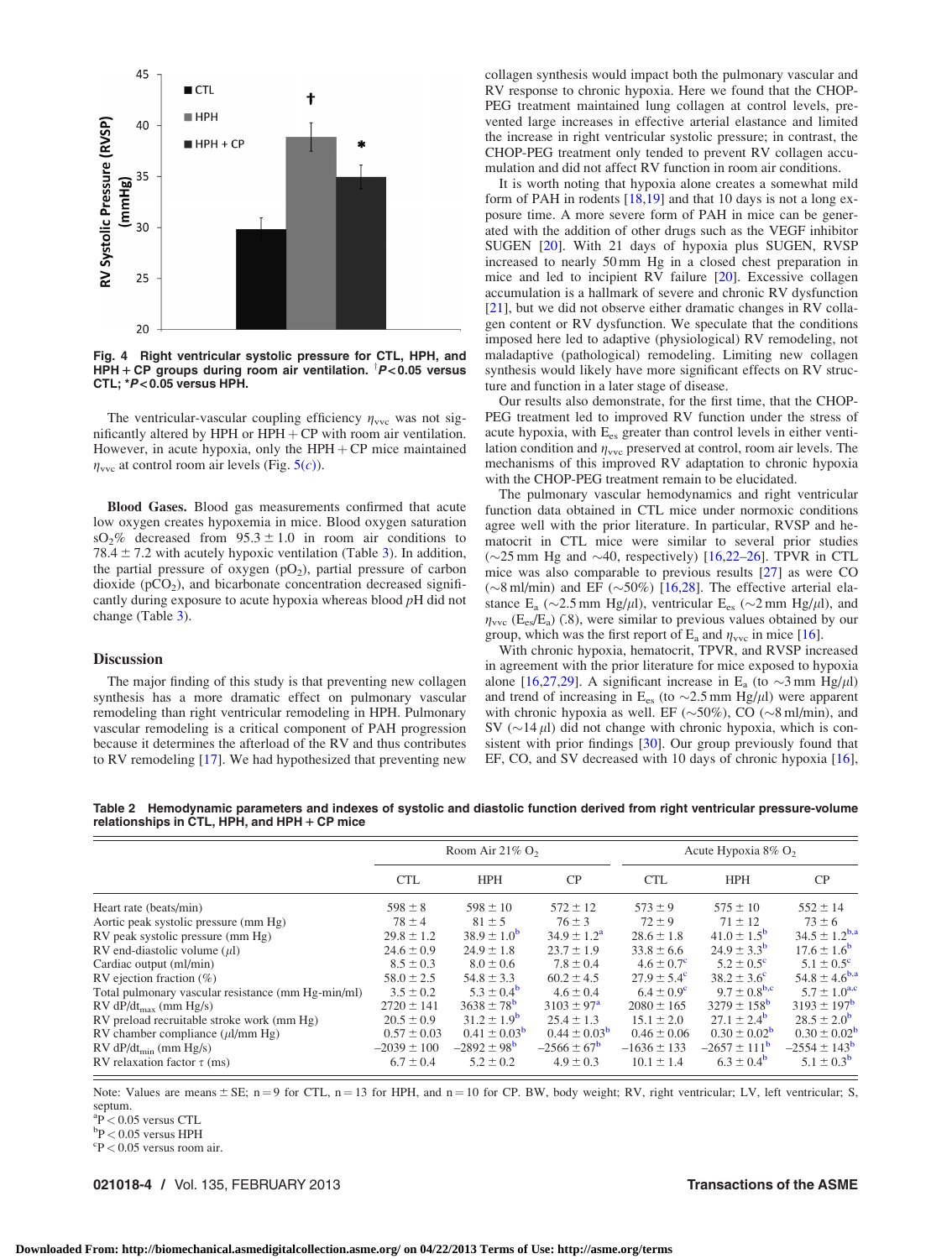Fig. 4 Right ventricular systolic pressure for CTL, HPH, and HPH + CP groups during room air ventilation. [†]$P < 0.05$ versus CTL; *$P < 0.05$ versus HPH.

The ventricular-vascular coupling efficiency $\eta_{vvc}$ was not significantly altered by HPH or HPH + CP with room air ventilation. However, in acute hypoxia, only the HPH + CP mice maintained $\eta_{vvc}$ at control room air levels (Fig. 5(*c*)).

**Blood Gases.** Blood gas measurements confirmed that acute low oxygen creates hypoxemia in mice. Blood oxygen saturation $sO_2$% decreased from $95.3 \pm 1.0$ in room air conditions to $78.4 \pm 7.2$ with acutely hypoxic ventilation (Table 3). In addition, the partial pressure of oxygen ($pO_2$), partial pressure of carbon dioxide ($pCO_2$), and bicarbonate concentration decreased significantly during exposure to acute hypoxia whereas blood *p*H did not change (Table 3).

## Discussion

The major finding of this study is that preventing new collagen synthesis has a more dramatic effect on pulmonary vascular remodeling than right ventricular remodeling in HPH. Pulmonary vascular remodeling is a critical component of PAH progression because it determines the afterload of the RV and thus contributes to RV remodeling [17]. We had hypothesized that preventing new collagen synthesis would impact both the pulmonary vascular and RV response to chronic hypoxia. Here we found that the CHOP-PEG treatment maintained lung collagen at control levels, prevented large increases in effective arterial elastance and limited the increase in right ventricular systolic pressure; in contrast, the CHOP-PEG treatment only tended to prevent RV collagen accumulation and did not affect RV function in room air conditions.

It is worth noting that hypoxia alone creates a somewhat mild form of PAH in rodents [18,19] and that 10 days is not a long exposure time. A more severe form of PAH in mice can be generated with the addition of other drugs such as the VEGF inhibitor SUGEN [20]. With 21 days of hypoxia plus SUGEN, RVSP increased to nearly 50 mm Hg in a closed chest preparation in mice and led to incipient RV failure [20]. Excessive collagen accumulation is a hallmark of severe and chronic RV dysfunction [21], but we did not observe either dramatic changes in RV collagen content or RV dysfunction. We speculate that the conditions imposed here led to adaptive (physiological) RV remodeling, not maladaptive (pathological) remodeling. Limiting new collagen synthesis would likely have more significant effects on RV structure and function in a later stage of disease.

Our results also demonstrate, for the first time, that the CHOP-PEG treatment led to improved RV function under the stress of acute hypoxia, with $E_{es}$ greater than control levels in either ventilation condition and $\eta_{vvc}$ preserved at control, room air levels. The mechanisms of this improved RV adaptation to chronic hypoxia with the CHOP-PEG treatment remain to be elucidated.

The pulmonary vascular hemodynamics and right ventricular function data obtained in CTL mice under normoxic conditions agree well with the prior literature. In particular, RVSP and hematocrit in CTL mice were similar to several prior studies (~25 mm Hg and ~40, respectively) [16,22–26]. TPVR in CTL mice was also comparable to previous results [27] as were CO (~8 ml/min) and EF (~50%) [16,28]. The effective arterial elastance $E_a$ (~2.5 mm Hg/$\mu$l), ventricular $E_{es}$ (~2 mm Hg/$\mu$l), and $\eta_{vvc}$ ($E_{es}/E_a$) (.8), were similar to previous values obtained by our group, which was the first report of $E_a$ and $\eta_{vvc}$ in mice [16].

With chronic hypoxia, hematocrit, TPVR, and RVSP increased in agreement with the prior literature for mice exposed to hypoxia alone [16,27,29]. A significant increase in $E_a$ (to ~3 mm Hg/$\mu$l) and trend of increasing in $E_{es}$ (to ~2.5 mm Hg/$\mu$l) were apparent with chronic hypoxia as well. EF (~50%), CO (~8 ml/min), and SV (~14 $\mu$l) did not change with chronic hypoxia, which is consistent with prior findings [30]. Our group previously found that EF, CO, and SV decreased with 10 days of chronic hypoxia [16],

**Table 2 Hemodynamic parameters and indexes of systolic and diastolic function derived from right ventricular pressure-volume relationships in CTL, HPH, and HPH + CP mice**

| | Room Air 21% $O_2$ | | | Acute Hypoxia 8% $O_2$ | | |
|---|---|---|---|---|---|---|
| | CTL | HPH | CP | CTL | HPH | CP |
| Heart rate (beats/min) | 598 ± 8 | 598 ± 10 | 572 ± 12 | 573 ± 9 | 575 ± 10 | 552 ± 14 |
| Aortic peak systolic pressure (mm Hg) | 78 ± 4 | 81 ± 5 | 76 ± 3 | 72 ± 9 | 71 ± 12 | 73 ± 6 |
| RV peak systolic pressure (mm Hg) | 29.8 ± 1.2 | 38.9 ± 1.0[b] | 34.9 ± 1.2[a] | 28.6 ± 1.8 | 41.0 ± 1.5[b] | 34.5 ± 1.2[b,a] |
| RV end-diastolic volume ($\mu$l) | 24.6 ± 0.9 | 24.9 ± 1.8 | 23.7 ± 1.9 | 33.8 ± 6.6 | 24.9 ± 3.3[b] | 17.6 ± 1.6[b] |
| Cardiac output (ml/min) | 8.5 ± 0.3 | 8.0 ± 0.6 | 7.8 ± 0.4 | 4.6 ± 0.7[c] | 5.2 ± 0.5[c] | 5.1 ± 0.5[c] |
| RV ejection fraction (%) | 58.0 ± 2.5 | 54.8 ± 3.3 | 60.2 ± 4.5 | 27.9 ± 5.4[c] | 38.2 ± 3.6[c] | 54.8 ± 4.6[b,a] |
| Total pulmonary vascular resistance (mm Hg-min/ml) | 3.5 ± 0.2 | 5.3 ± 0.4[b] | 4.6 ± 0.4 | 6.4 ± 0.9[c] | 9.7 ± 0.8[b,c] | 5.7 ± 1.0[a,c] |
| RV dP/dt$_{max}$ (mm Hg/s) | 2720 ± 141 | 3638 ± 78[b] | 3103 ± 97[a] | 2080 ± 165 | 3279 ± 158[b] | 3193 ± 197[b] |
| RV preload recruitable stroke work (mm Hg) | 20.5 ± 0.9 | 31.2 ± 1.9[b] | 25.4 ± 1.3 | 15.1 ± 2.0 | 27.1 ± 2.4[b] | 28.5 ± 2.0[b] |
| RV chamber compliance ($\mu$l/mm Hg) | 0.57 ± 0.03 | 0.41 ± 0.03[b] | 0.44 ± 0.03[b] | 0.46 ± 0.06 | 0.30 ± 0.02[b] | 0.30 ± 0.02[b] |
| RV dP/dt$_{min}$ (mm Hg/s) | −2039 ± 100 | −2892 ± 98[b] | −2566 ± 67[b] | −1636 ± 133 | −2657 ± 111[b] | −2554 ± 143[b] |
| RV relaxation factor τ (ms) | 6.7 ± 0.4 | 5.2 ± 0.2 | 4.9 ± 0.3 | 10.1 ± 1.4 | 6.3 ± 0.4[b] | 5.1 ± 0.3[b] |

Note: Values are means ± SE; n = 9 for CTL, n = 13 for HPH, and n = 10 for CP. BW, body weight; RV, right ventricular; LV, left ventricular; S, septum.
[a]P < 0.05 versus CTL
[b]P < 0.05 versus HPH
[c]P < 0.05 versus room air.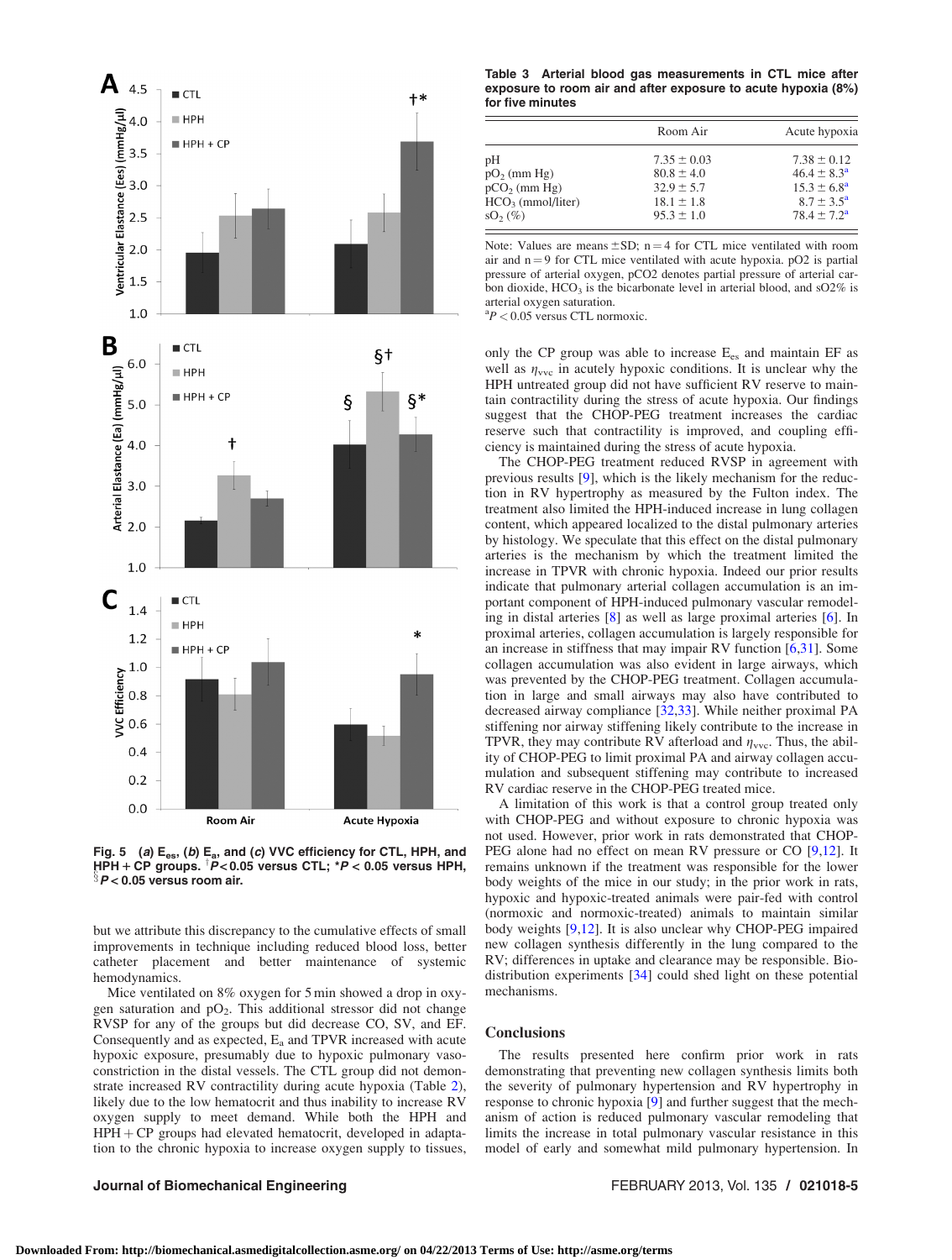Fig. 5 (*a*) $E_{es}$, (*b*) $E_a$, and (*c*) VVC efficiency for CTL, HPH, and HPH + CP groups. [†]$P < 0.05$ versus CTL; *$P < 0.05$ versus HPH, [§]$P < 0.05$ versus room air.

but we attribute this discrepancy to the cumulative effects of small improvements in technique including reduced blood loss, better catheter placement and better maintenance of systemic hemodynamics.

Mice ventilated on 8% oxygen for 5 min showed a drop in oxygen saturation and $pO_2$. This additional stressor did not change RVSP for any of the groups but did decrease CO, SV, and EF. Consequently and as expected, $E_a$ and TPVR increased with acute hypoxic exposure, presumably due to hypoxic pulmonary vasoconstriction in the distal vessels. The CTL group did not demonstrate increased RV contractility during acute hypoxia (Table 2), likely due to the low hematocrit and thus inability to increase RV oxygen supply to meet demand. While both the HPH and HPH + CP groups had elevated hematocrit, developed in adaptation to the chronic hypoxia to increase oxygen supply to tissues, only the CP group was able to increase $E_{es}$ and maintain EF as well as $\eta_{vvc}$ in acutely hypoxic conditions. It is unclear why the HPH untreated group did not have sufficient RV reserve to maintain contractility during the stress of acute hypoxia. Our findings suggest that the CHOP-PEG treatment increases the cardiac reserve such that contractility is improved, and coupling efficiency is maintained during the stress of acute hypoxia.

The CHOP-PEG treatment reduced RVSP in agreement with previous results [9], which is the likely mechanism for the reduction in RV hypertrophy as measured by the Fulton index. The treatment also limited the HPH-induced increase in lung collagen content, which appeared localized to the distal pulmonary arteries by histology. We speculate that this effect on the distal pulmonary arteries is the mechanism by which the treatment limited the increase in TPVR with chronic hypoxia. Indeed our prior results indicate that pulmonary arterial collagen accumulation is an important component of HPH-induced pulmonary vascular remodeling in distal arteries [8] as well as large proximal arteries [6]. In proximal arteries, collagen accumulation is largely responsible for an increase in stiffness that may impair RV function [6,31]. Some collagen accumulation was also evident in large airways, which was prevented by the CHOP-PEG treatment. Collagen accumulation in large and small airways may also have contributed to decreased airway compliance [32,33]. While neither proximal PA stiffening nor airway stiffening likely contribute to the increase in TPVR, they may contribute RV afterload and $\eta_{vvc}$. Thus, the ability of CHOP-PEG to limit proximal PA and airway collagen accumulation and subsequent stiffening may contribute to increased RV cardiac reserve in the CHOP-PEG treated mice.

A limitation of this work is that a control group treated only with CHOP-PEG and without exposure to chronic hypoxia was not used. However, prior work in rats demonstrated that CHOP-PEG alone had no effect on mean RV pressure or CO [9,12]. It remains unknown if the treatment was responsible for the lower body weights of the mice in our study; in the prior work in rats, hypoxic and hypoxic-treated animals were pair-fed with control (normoxic and normoxic-treated) animals to maintain similar body weights [9,12]. It is also unclear why CHOP-PEG impaired new collagen synthesis differently in the lung compared to the RV; differences in uptake and clearance may be responsible. Biodistribution experiments [34] could shed light on these potential mechanisms.

**Table 3 Arterial blood gas measurements in CTL mice after exposure to room air and after exposure to acute hypoxia (8%) for five minutes**

| | Room Air | Acute hypoxia |
|---|---|---|
| pH | 7.35 ± 0.03 | 7.38 ± 0.12 |
| $pO_2$ (mm Hg) | 80.8 ± 4.0 | 46.4 ± 8.3[a] |
| $pCO_2$ (mm Hg) | 32.9 ± 5.7 | 15.3 ± 6.8[a] |
| $HCO_3$ (mmol/liter) | 18.1 ± 1.8 | 8.7 ± 3.5[a] |
| $sO_2$ (%) | 95.3 ± 1.0 | 78.4 ± 7.2[a] |

Note: Values are means ±SD; n = 4 for CTL mice ventilated with room air and n = 9 for CTL mice ventilated with acute hypoxia. pO2 is partial pressure of arterial oxygen, pCO2 denotes partial pressure of arterial carbon dioxide, $HCO_3$ is the bicarbonate level in arterial blood, and sO2% is arterial oxygen saturation.

[a]$P < 0.05$ versus CTL normoxic.

## Conclusions

The results presented here confirm prior work in rats demonstrating that preventing new collagen synthesis limits both the severity of pulmonary hypertension and RV hypertrophy in response to chronic hypoxia [9] and further suggest that the mechanism of action is reduced pulmonary vascular remodeling that limits the increase in total pulmonary vascular resistance in this model of early and somewhat mild pulmonary hypertension. In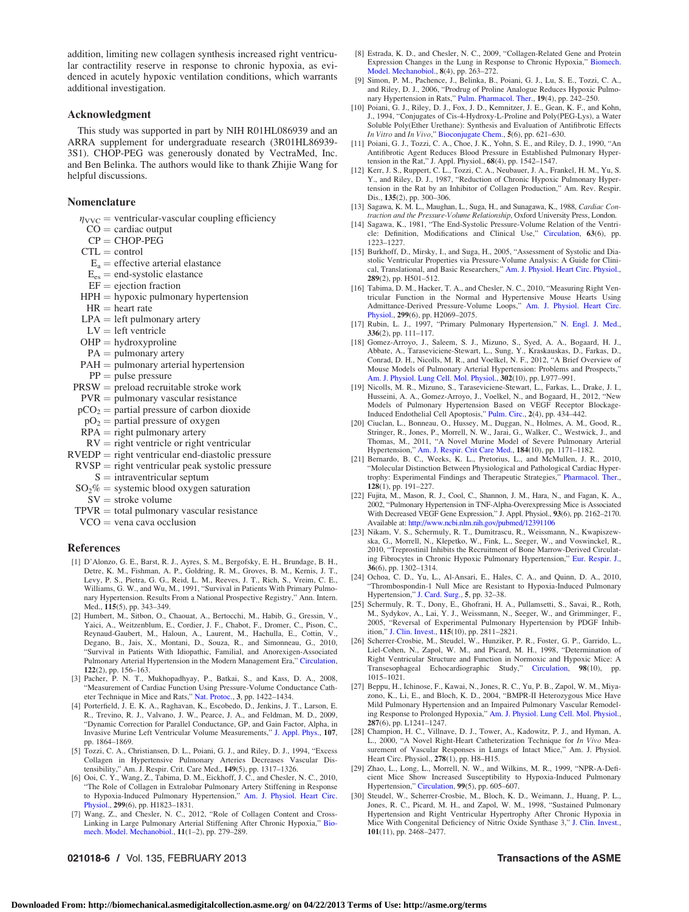addition, limiting new collagen synthesis increased right ventricular contractility reserve in response to chronic hypoxia, as evidenced in acutely hypoxic ventilation conditions, which warrants additional investigation.

## Acknowledgment

This study was supported in part by NIH R01HL086939 and an ARRA supplement for undergraduate research (3R01HL86939-3S1). CHOP-PEG was generously donated by VectraMed, Inc. and Ben Belinka. The authors would like to thank Zhijie Wang for helpful discussions.

## Nomenclature

- $\eta_{VVC}$ = ventricular-vascular coupling efficiency
- CO = cardiac output
- CP = CHOP-PEG
- CTL = control
- $E_a$ = effective arterial elastance
- $E_{es}$ = end-systolic elastance
- EF = ejection fraction
- HPH = hypoxic pulmonary hypertension
- HR = heart rate
- LPA = left pulmonary artery
- LV = left ventricle
- OHP = hydroxyproline
- PA = pulmonary artery
- PAH = pulmonary arterial hypertension
- PP = pulse pressure
- PRSW = preload recruitable stroke work
- PVR = pulmonary vascular resistance
- $pCO_2$ = partial pressure of carbon dioxide
- $pO_2$ = partial pressure of oxygen
- RPA = right pulmonary artery
- RV = right ventricle or right ventricular
- RVEDP = right ventricular end-diastolic pressure
- RVSP = right ventricular peak systolic pressure
- S = intraventricular septum
- $SO_2\%$ = systemic blood oxygen saturation
- SV = stroke volume
- TPVR = total pulmonary vascular resistance
- VCO = vena cava occlusion

## References

[1] D'Alonzo, G. E., Barst, R. J., Ayres, S. M., Bergofsky, E. H., Brundage, B. H., Detre, K. M., Fishman, A. P., Goldring, R. M., Groves, B. M., Kernis, J. T., Levy, P. S., Pietra, G. G., Reid, L. M., Reeves, J. T., Rich, S., Vreim, C. E., Williams, G. W., and Wu, M., 1991, "Survival in Patients With Primary Pulmonary Hypertension. Results From a National Prospective Registry," Ann. Intern. Med., **115**(5), pp. 343–349.

[2] Humbert, M., Sitbon, O., Chaouat, A., Bertocchi, M., Habib, G., Gressin, V., Yaici, A., Weitzenblum, E., Cordier, J. F., Chabot, F., Dromer, C., Pison, C., Reynaud-Gaubert, M., Haloun, A., Laurent, M., Hachulla, E., Cottin, V., Degano, B., Jais, X., Montani, D., Souza, R., and Simonneau, G., 2010, "Survival in Patients With Idiopathic, Familial, and Anorexigen-Associated Pulmonary Arterial Hypertension in the Modern Management Era," Circulation, **122**(2), pp. 156–163.

[3] Pacher, P. N. T., Mukhopadhyay, P., Batkai, S., and Kass, D. A., 2008, "Measurement of Cardiac Function Using Pressure-Volume Conductance Catheter Technique in Mice and Rats," Nat. Protoc., **3**, pp. 1422–1434.

[4] Porterfield, J. E. K. A., Raghavan, K., Escobedo, D., Jenkins, J. T., Larson, E. R., Trevino, R. J., Valvano, J. W., Pearce, J. A., and Feldman, M. D., 2009, "Dynamic Correction for Parallel Conductance, GP, and Gain Factor, Alpha, in Invasive Murine Left Ventricular Volume Measurements," J. Appl. Phys., **107**, pp. 1864–1869.

[5] Tozzi, C. A., Christiansen, D. L., Poiani, G. J., and Riley, D. J., 1994, "Excess Collagen in Hypertensive Pulmonary Arteries Decreases Vascular Distensibility," Am. J. Respir. Crit. Care Med., **149**(5), pp. 1317–1326.

[6] Ooi, C. Y., Wang, Z., Tabima, D. M., Eickhoff, J. C., and Chesler, N. C., 2010, "The Role of Collagen in Extralobar Pulmonary Artery Stiffening in Response to Hypoxia-Induced Pulmonary Hypertension," Am. J. Physiol. Heart Circ. Physiol., **299**(6), pp. H1823–1831.

[7] Wang, Z., and Chesler, N. C., 2012, "Role of Collagen Content and Cross-Linking in Large Pulmonary Arterial Stiffening After Chronic Hypoxia," Biomech. Model. Mechanobiol., **11**(1–2), pp. 279–289.

[8] Estrada, K. D., and Chesler, N. C., 2009, "Collagen-Related Gene and Protein Expression Changes in the Lung in Response to Chronic Hypoxia," Biomech. Model. Mechanobiol., **8**(4), pp. 263–272.

[9] Simon, P. M., Pachence, J., Belinka, B., Poiani, G. J., Lu, S. E., Tozzi, C. A., and Riley, D. J., 2006, "Prodrug of Proline Analogue Reduces Hypoxic Pulmonary Hypertension in Rats," Pulm. Pharmacol. Ther., **19**(4), pp. 242–250.

[10] Poiani, G. J., Riley, D. J., Fox, J. D., Kemnitzer, J. E., Gean, K. F., and Kohn, J., 1994, "Conjugates of Cis-4-Hydroxy-L-Proline and Poly(PEG-Lys), a Water Soluble Poly(Ether Urethane): Synthesis and Evaluation of Antifibrotic Effects *In Vitro* and *In Vivo*," Bioconjugate Chem., **5**(6), pp. 621–630.

[11] Poiani, G. J., Tozzi, C. A., Choe, J. K., Yohn, S. E., and Riley, D. J., 1990, "An Antifibrotic Agent Reduces Blood Pressure in Established Pulmonary Hypertension in the Rat," J. Appl. Physiol., **68**(4), pp. 1542–1547.

[12] Kerr, J. S., Ruppert, C. L., Tozzi, C. A., Neubauer, J. A., Frankel, H. M., Yu, S. Y., and Riley, D. J., 1987, "Reduction of Chronic Hypoxic Pulmonary Hypertension in the Rat by an Inhibitor of Collagen Production," Am. Rev. Respir. Dis., **135**(2), pp. 300–306.

[13] Sagawa, K. M. L., Maughan, L., Suga, H., and Sunagawa, K., 1988, *Cardiac Contraction and the Pressure-Volume Relationship*, Oxford University Press, London.

[14] Sagawa, K., 1981, "The End-Systolic Pressure-Volume Relation of the Ventricle: Definition, Modifications and Clinical Use," Circulation, **63**(6), pp. 1223–1227.

[15] Burkhoff, D., Mirsky, I., and Suga, H., 2005, "Assessment of Systolic and Diastolic Ventricular Properties via Pressure-Volume Analysis: A Guide for Clinical, Translational, and Basic Researchers," Am. J. Physiol. Heart Circ. Physiol., **289**(2), pp. H501–512.

[16] Tabima, D. M., Hacker, T. A., and Chesler, N. C., 2010, "Measuring Right Ventricular Function in the Normal and Hypertensive Mouse Hearts Using Admittance-Derived Pressure-Volume Loops," Am. J. Physiol. Heart Circ. Physiol., **299**(6), pp. H2069–2075.

[17] Rubin, L. J., 1997, "Primary Pulmonary Hypertension," N. Engl. J. Med., **336**(2), pp. 111–117.

[18] Gomez-Arroyo, J., Saleem, S. J., Mizuno, S., Syed, A. A., Bogaard, H. J., Abbate, A., Taraseviciene-Stewart, L., Sung, Y., Kraskauskas, D., Farkas, D., Conrad, D. H., Nicolls, M. R., and Voelkel, N. F., 2012, "A Brief Overview of Mouse Models of Pulmonary Arterial Hypertension: Problems and Prospects," Am. J. Physiol. Lung Cell. Mol. Physiol., **302**(10), pp. L977–991.

[19] Nicolls, M. R., Mizuno, S., Taraseviciene-Stewart, L., Farkas, L., Drake, J. I., Husseini, A. A., Gomez-Arroyo, J., Voelkel, N. F., and Bogaard, H., 2012, "New Models of Pulmonary Hypertension Based on VEGF Receptor Blockage-Induced Endothelial Cell Apoptosis," Pulm. Circ., **2**(4), pp. 434–442.

[20] Ciuclan, L., Bonneau, O., Hussey, M., Duggan, N., Holmes, A. M., Good, R., Stringer, R., Jones, P., Morrell, N. W., Jarai, G., Walker, C., Westwick, J., and Thomas, M., 2011, "A Novel Murine Model of Severe Pulmonary Arterial Hypertension," Am. J. Respir. Crit Care Med., **184**(10), pp. 1171–1182.

[21] Bernardo, B. C., Weeks, K. L., Pretorius, L., and McMullen, J. R., 2010, "Molecular Distinction Between Physiological and Pathological Cardiac Hypertrophy: Experimental Findings and Therapeutic Strategies," Pharmacol. Ther., **128**(1), pp. 191–227.

[22] Fujita, M., Mason, R. J., Cool, C., Shannon, J. M., Hara, N., and Fagan, K. A., 2002, "Pulmonary Hypertension in TNF-Alpha-Overexpressing Mice is Associated With Decreased VEGF Gene Expression," J. Appl. Physiol., **93**(6), pp. 2162–2170. Available at: http://www.ncbi.nlm.nih.gov/pubmed/12391106

[23] Nikam, V. S., Schermuly, R. T., Dumitrascu, R., Weissmann, N., Kwapiszewska, G., Morrell, N., Klepetko, W., Fink, L., Seeger, W., and Voswinckel, R., 2010, "Treprostinil Inhibits the Recruitment of Bone Marrow-Derived Circulating Fibrocytes in Chronic Hypoxic Pulmonary Hypertension," Eur. Respir. J., **36**(6), pp. 1302–1314.

[24] Ochoa, C. D., Yu, L., Al-Ansari, E., Hales, C. A., and Quinn, D. A., 2010, "Thrombospondin-1 Null Mice are Resistant to Hypoxia-Induced Pulmonary Hypertension," J. Card. Surg., **5**, pp. 32–38.

[25] Schermuly, R. T., Dony, E., Ghofrani, H. A., Pullamsetti, S., Savai, R., Roth, M., Sydykov, A., Lai, Y. J., Weissmann, N., Seeger, W., and Grimminger, F., 2005, "Reversal of Experimental Pulmonary Hypertension by PDGF Inhibition," J. Clin. Invest., **115**(10), pp. 2811–2821.

[26] Scherrer-Crosbie, M., Steudel, W., Hunziker, P. R., Foster, G. P., Garrido, L., Liel-Cohen, N., Zapol, W. M., and Picard, M. H., 1998, "Determination of Right Ventricular Structure and Function in Normoxic and Hypoxic Mice: A Transesophageal Echocardiographic Study," Circulation, **98**(10), pp. 1015–1021.

[27] Beppu, H., Ichinose, F., Kawai, N., Jones, R. C., Yu, P. B., Zapol, W. M., Miyazono, K., Li, E., and Bloch, K. D., 2004, "BMPR-II Heterozygous Mice Have Mild Pulmonary Hypertension and an Impaired Pulmonary Vascular Remodeling Response to Prolonged Hypoxia," Am. J. Physiol. Lung Cell. Mol. Physiol., **287**(6), pp. L1241–1247.

[28] Champion, H. C., Villnave, D. J., Tower, A., Kadowitz, P. J., and Hyman, A. L., 2000, "A Novel Right-Heart Catheterization Technique for *In Vivo* Measurement of Vascular Responses in Lungs of Intact Mice," Am. J. Physiol. Heart Circ. Physiol., **278**(1), pp. H8–H15.

[29] Zhao, L., Long, L., Morrell, N. W., and Wilkins, M. R., 1999, "NPR-A-Deficient Mice Show Increased Susceptibility to Hypoxia-Induced Pulmonary Hypertension," Circulation, **99**(5), pp. 605–607.

[30] Steudel, W., Scherrer-Crosbie, M., Bloch, K. D., Weimann, J., Huang, P. L., Jones, R. C., Picard, M. H., and Zapol, W. M., 1998, "Sustained Pulmonary Hypertension and Right Ventricular Hypertrophy After Chronic Hypoxia in Mice With Congenital Deficiency of Nitric Oxide Synthase 3," J. Clin. Invest., **101**(11), pp. 2468–2477.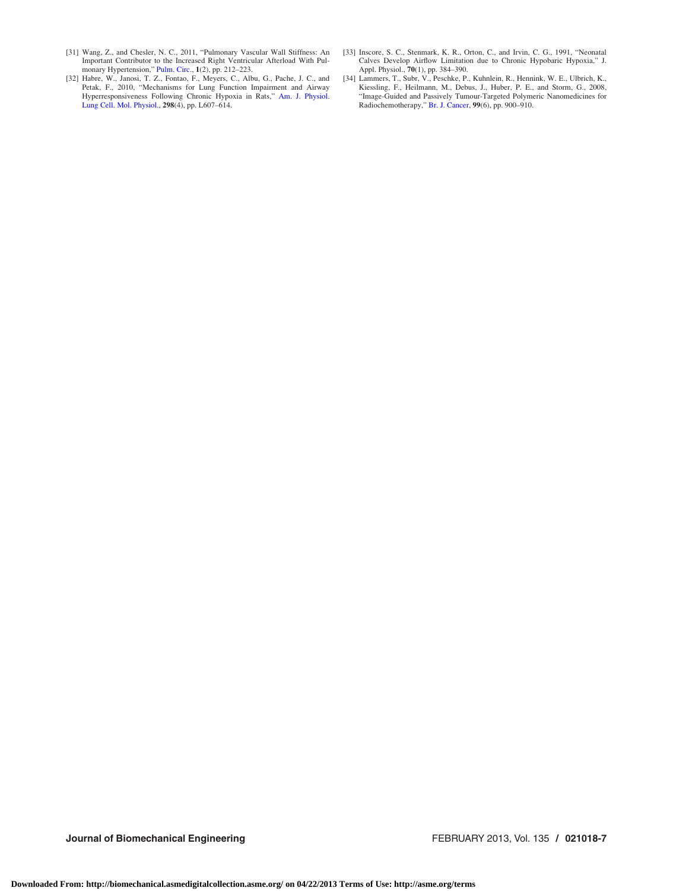[31] Wang, Z., and Chesler, N. C., 2011, "Pulmonary Vascular Wall Stiffness: An Important Contributor to the Increased Right Ventricular Afterload With Pulmonary Hypertension," Pulm. Circ., **1**(2), pp. 212–223.

[32] Habre, W., Janosi, T. Z., Fontao, F., Meyers, C., Albu, G., Pache, J. C., and Petak, F., 2010, "Mechanisms for Lung Function Impairment and Airway Hyperresponsiveness Following Chronic Hypoxia in Rats," Am. J. Physiol. Lung Cell. Mol. Physiol., **298**(4), pp. L607–614.

[33] Inscore, S. C., Stenmark, K. R., Orton, C., and Irvin, C. G., 1991, "Neonatal Calves Develop Airflow Limitation due to Chronic Hypobaric Hypoxia," J. Appl. Physiol., **70**(1), pp. 384–390.

[34] Lammers, T., Subr, V., Peschke, P., Kuhnlein, R., Hennink, W. E., Ulbrich, K., Kiessling, F., Heilmann, M., Debus, J., Huber, P. E., and Storm, G., 2008, "Image-Guided and Passively Tumour-Targeted Polymeric Nanomedicines for Radiochemotherapy," Br. J. Cancer, **99**(6), pp. 900–910.